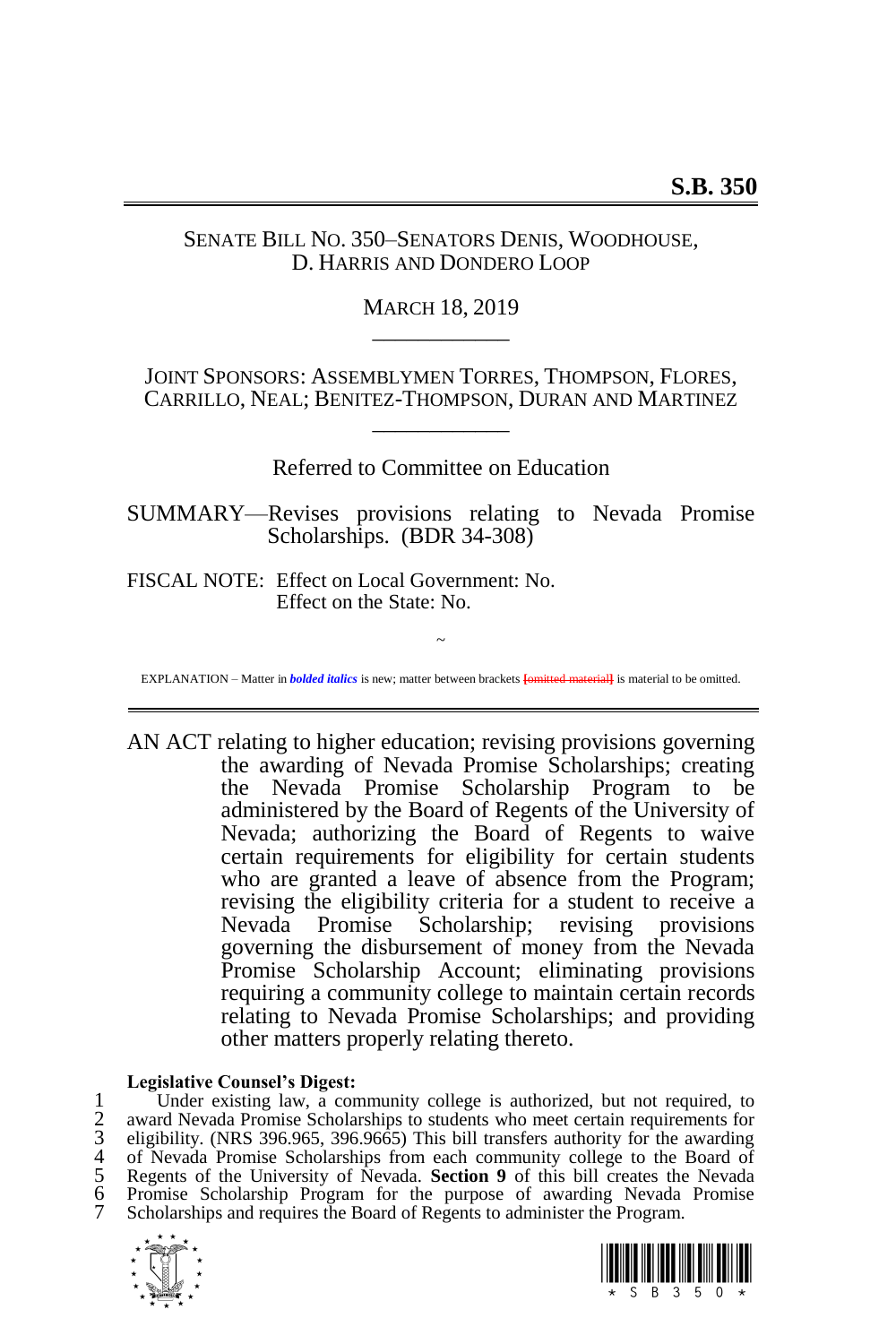# S.B. 350

SENATE BILL NO. 350–SENATORS DENIS, WOODHOUSE, D. HARRIS AND DONDERO LOOP

MARCH 18, 2019

JOINT SPONSORS: ASSEMBLYMEN TORRES, THOMPSON, FLORES, CARRILLO, NEAL; BENITEZ-THOMPSON, DURAN AND MARTINEZ

Referred to Committee on Education

SUMMARY—Revises provisions relating to Nevada Promise Scholarships. (BDR 34-308)

FISCAL NOTE: Effect on Local Government: No.
Effect on the State: No.

~

EXPLANATION – Matter in ***bolded italics*** is new; matter between brackets [omitted material] is material to be omitted.

AN ACT relating to higher education; revising provisions governing the awarding of Nevada Promise Scholarships; creating the Nevada Promise Scholarship Program to be administered by the Board of Regents of the University of Nevada; authorizing the Board of Regents to waive certain requirements for eligibility for certain students who are granted a leave of absence from the Program; revising the eligibility criteria for a student to receive a Nevada Promise Scholarship; revising provisions governing the disbursement of money from the Nevada Promise Scholarship Account; eliminating provisions requiring a community college to maintain certain records relating to Nevada Promise Scholarships; and providing other matters properly relating thereto.

**Legislative Counsel's Digest:**

1 Under existing law, a community college is authorized, but not required, to
2 award Nevada Promise Scholarships to students who meet certain requirements for
3 eligibility. (NRS 396.965, 396.9665) This bill transfers authority for the awarding
4 of Nevada Promise Scholarships from each community college to the Board of
5 Regents of the University of Nevada. **Section 9** of this bill creates the Nevada
6 Promise Scholarship Program for the purpose of awarding Nevada Promise
7 Scholarships and requires the Board of Regents to administer the Program.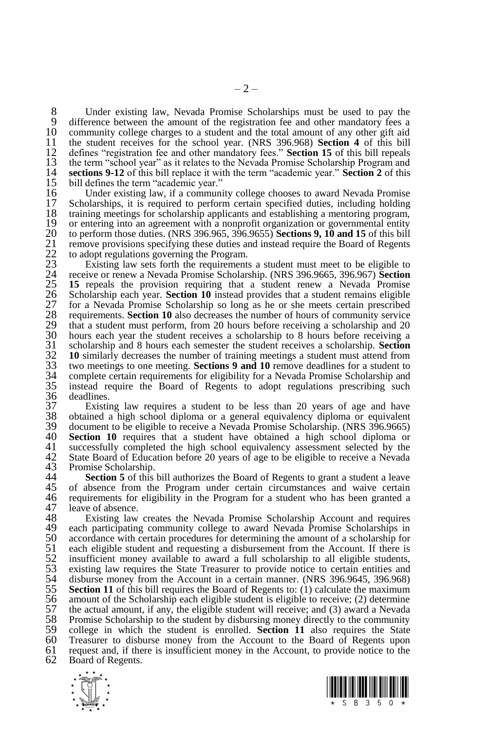Under existing law, Nevada Promise Scholarships must be used to pay the difference between the amount of the registration fee and other mandatory fees a community college charges to a student and the total amount of any other gift aid the student receives for the school year. (NRS 396.968) **Section 4** of this bill defines "registration fee and other mandatory fees." **Section 15** of this bill repeals the term "school year" as it relates to the Nevada Promise Scholarship Program and **sections 9-12** of this bill replace it with the term "academic year." **Section 2** of this bill defines the term "academic year."

Under existing law, if a community college chooses to award Nevada Promise Scholarships, it is required to perform certain specified duties, including holding training meetings for scholarship applicants and establishing a mentoring program, or entering into an agreement with a nonprofit organization or governmental entity to perform those duties. (NRS 396.965, 396.9655) **Sections 9, 10 and 15** of this bill remove provisions specifying these duties and instead require the Board of Regents to adopt regulations governing the Program.

Existing law sets forth the requirements a student must meet to be eligible to receive or renew a Nevada Promise Scholarship. (NRS 396.9665, 396.967) **Section 15** repeals the provision requiring that a student renew a Nevada Promise Scholarship each year. **Section 10** instead provides that a student remains eligible for a Nevada Promise Scholarship so long as he or she meets certain prescribed requirements. **Section 10** also decreases the number of hours of community service that a student must perform, from 20 hours before receiving a scholarship and 20 hours each year the student receives a scholarship to 8 hours before receiving a scholarship and 8 hours each semester the student receives a scholarship. **Section 10** similarly decreases the number of training meetings a student must attend from two meetings to one meeting. **Sections 9 and 10** remove deadlines for a student to complete certain requirements for eligibility for a Nevada Promise Scholarship and instead require the Board of Regents to adopt regulations prescribing such deadlines.

Existing law requires a student to be less than 20 years of age and have obtained a high school diploma or a general equivalency diploma or equivalent document to be eligible to receive a Nevada Promise Scholarship. (NRS 396.9665) **Section 10** requires that a student have obtained a high school diploma or successfully completed the high school equivalency assessment selected by the State Board of Education before 20 years of age to be eligible to receive a Nevada Promise Scholarship.

**Section 5** of this bill authorizes the Board of Regents to grant a student a leave of absence from the Program under certain circumstances and waive certain requirements for eligibility in the Program for a student who has been granted a leave of absence.

Existing law creates the Nevada Promise Scholarship Account and requires each participating community college to award Nevada Promise Scholarships in accordance with certain procedures for determining the amount of a scholarship for each eligible student and requesting a disbursement from the Account. If there is insufficient money available to award a full scholarship to all eligible students, existing law requires the State Treasurer to provide notice to certain entities and disburse money from the Account in a certain manner. (NRS 396.9645, 396.968) **Section 11** of this bill requires the Board of Regents to: (1) calculate the maximum amount of the Scholarship each eligible student is eligible to receive; (2) determine the actual amount, if any, the eligible student will receive; and (3) award a Nevada Promise Scholarship to the student by disbursing money directly to the community college in which the student is enrolled. **Section 11** also requires the State Treasurer to disburse money from the Account to the Board of Regents upon request and, if there is insufficient money in the Account, to provide notice to the Board of Regents.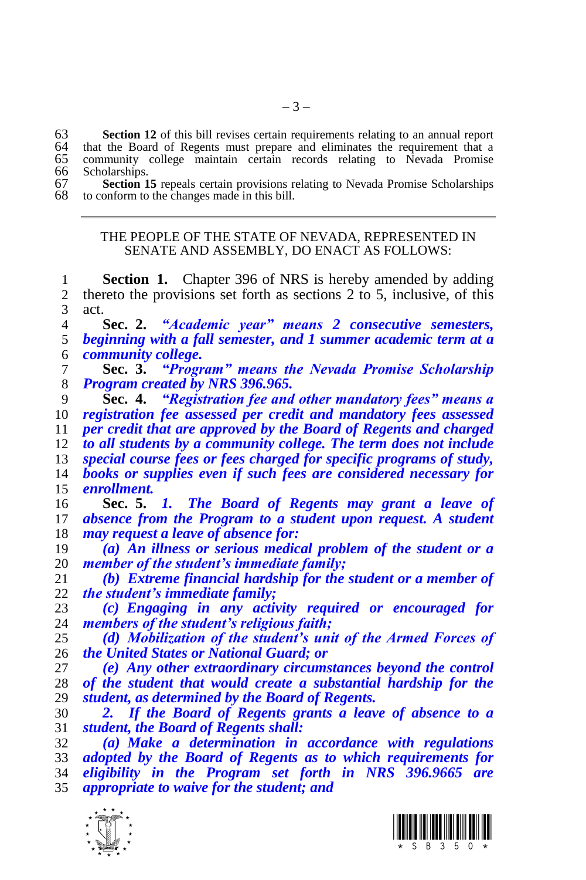**Section 12** of this bill revises certain requirements relating to an annual report that the Board of Regents must prepare and eliminates the requirement that a community college maintain certain records relating to Nevada Promise Scholarships.

**Section 15** repeals certain provisions relating to Nevada Promise Scholarships to conform to the changes made in this bill.

---

THE PEOPLE OF THE STATE OF NEVADA, REPRESENTED IN SENATE AND ASSEMBLY, DO ENACT AS FOLLOWS:

**Section 1.** Chapter 396 of NRS is hereby amended by adding thereto the provisions set forth as sections 2 to 5, inclusive, of this act.

**Sec. 2.** ***"Academic year" means 2 consecutive semesters, beginning with a fall semester, and 1 summer academic term at a community college.***

**Sec. 3.** ***"Program" means the Nevada Promise Scholarship Program created by NRS 396.965.***

**Sec. 4.** ***"Registration fee and other mandatory fees" means a registration fee assessed per credit and mandatory fees assessed per credit that are approved by the Board of Regents and charged to all students by a community college. The term does not include special course fees or fees charged for specific programs of study, books or supplies even if such fees are considered necessary for enrollment.***

**Sec. 5.** ***1. The Board of Regents may grant a leave of absence from the Program to a student upon request. A student may request a leave of absence for:***

***(a) An illness or serious medical problem of the student or a member of the student's immediate family;***

***(b) Extreme financial hardship for the student or a member of the student's immediate family;***

***(c) Engaging in any activity required or encouraged for members of the student's religious faith;***

***(d) Mobilization of the student's unit of the Armed Forces of the United States or National Guard; or***

***(e) Any other extraordinary circumstances beyond the control of the student that would create a substantial hardship for the student, as determined by the Board of Regents.***

***2. If the Board of Regents grants a leave of absence to a student, the Board of Regents shall:***

***(a) Make a determination in accordance with regulations adopted by the Board of Regents as to which requirements for eligibility in the Program set forth in NRS 396.9665 are appropriate to waive for the student; and***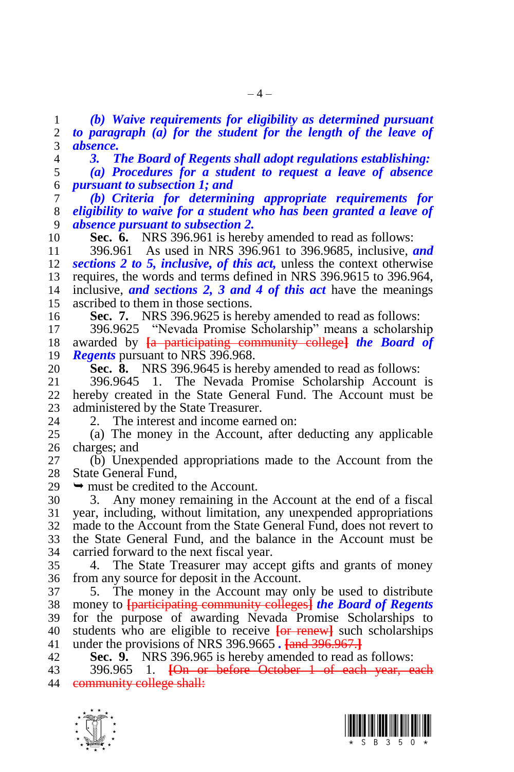*(b) Waive requirements for eligibility as determined pursuant to paragraph (a) for the student for the length of the leave of absence.*

*3. The Board of Regents shall adopt regulations establishing:*

*(a) Procedures for a student to request a leave of absence pursuant to subsection 1; and*

*(b) Criteria for determining appropriate requirements for eligibility to waive for a student who has been granted a leave of absence pursuant to subsection 2.*

**Sec. 6.** NRS 396.961 is hereby amended to read as follows:

396.961 As used in NRS 396.961 to 396.9685, inclusive, ***and sections 2 to 5, inclusive, of this act,*** unless the context otherwise requires, the words and terms defined in NRS 396.9615 to 396.964, inclusive, ***and sections 2, 3 and 4 of this act*** have the meanings ascribed to them in those sections.

**Sec. 7.** NRS 396.9625 is hereby amended to read as follows:

396.9625 "Nevada Promise Scholarship" means a scholarship awarded by ~~[a participating community college]~~ ***the Board of Regents*** pursuant to NRS 396.968.

**Sec. 8.** NRS 396.9645 is hereby amended to read as follows:

396.9645 1. The Nevada Promise Scholarship Account is hereby created in the State General Fund. The Account must be administered by the State Treasurer.

2. The interest and income earned on:

(a) The money in the Account, after deducting any applicable charges; and

(b) Unexpended appropriations made to the Account from the State General Fund,

➥ must be credited to the Account.

3. Any money remaining in the Account at the end of a fiscal year, including, without limitation, any unexpended appropriations made to the Account from the State General Fund, does not revert to the State General Fund, and the balance in the Account must be carried forward to the next fiscal year.

4. The State Treasurer may accept gifts and grants of money from any source for deposit in the Account.

5. The money in the Account may only be used to distribute money to ~~[participating community colleges]~~ ***the Board of Regents*** for the purpose of awarding Nevada Promise Scholarships to students who are eligible to receive ~~[or renew]~~ such scholarships under the provisions of NRS 396.9665 ***.*** ~~[and 396.967.]~~

**Sec. 9.** NRS 396.965 is hereby amended to read as follows:

396.965 1. ~~[On or before October 1 of each year, each community college shall:~~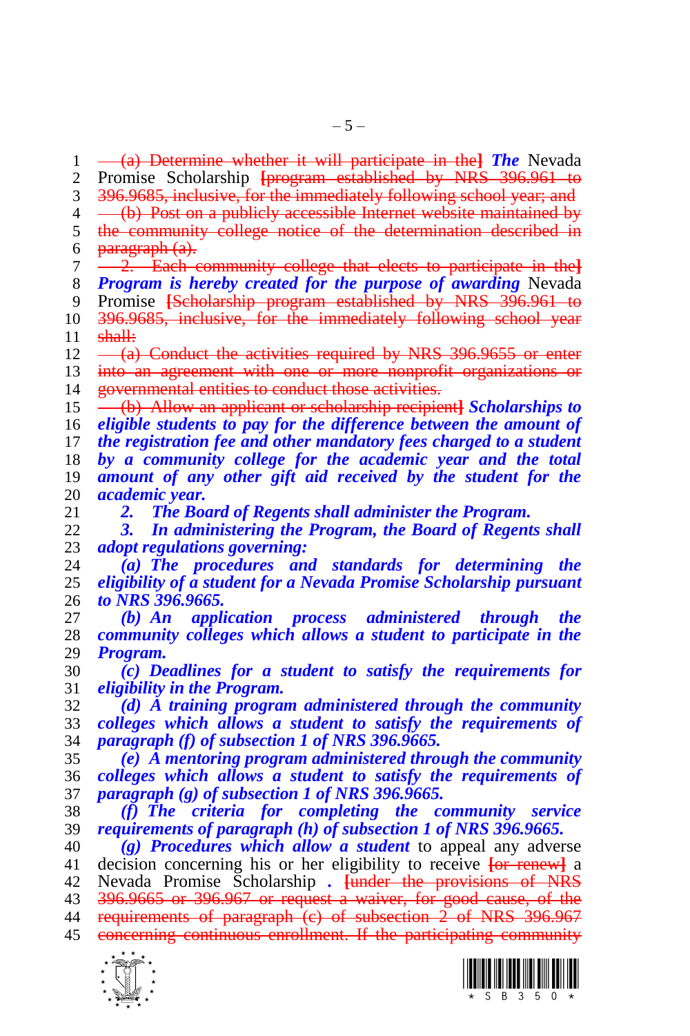~~(a) Determine whether it will participate in the]~~ ***The*** Nevada Promise Scholarship ~~[program established by NRS 396.961 to 396.9685, inclusive, for the immediately following school year; and~~

~~(b) Post on a publicly accessible Internet website maintained by the community college notice of the determination described in paragraph (a).~~

~~2. Each community college that elects to participate in the]~~ ***Program is hereby created for the purpose of awarding*** Nevada Promise ~~[Scholarship program established by NRS 396.961 to 396.9685, inclusive, for the immediately following school year shall:~~

~~(a) Conduct the activities required by NRS 396.9655 or enter into an agreement with one or more nonprofit organizations or governmental entities to conduct those activities.~~

~~(b) Allow an applicant or scholarship recipient]~~ ***Scholarships to eligible students to pay for the difference between the amount of the registration fee and other mandatory fees charged to a student by a community college for the academic year and the total amount of any other gift aid received by the student for the academic year.***

***2. The Board of Regents shall administer the Program.***

***3. In administering the Program, the Board of Regents shall adopt regulations governing:***

***(a) The procedures and standards for determining the eligibility of a student for a Nevada Promise Scholarship pursuant to NRS 396.9665.***

***(b) An application process administered through the community colleges which allows a student to participate in the Program.***

***(c) Deadlines for a student to satisfy the requirements for eligibility in the Program.***

***(d) A training program administered through the community colleges which allows a student to satisfy the requirements of paragraph (f) of subsection 1 of NRS 396.9665.***

***(e) A mentoring program administered through the community colleges which allows a student to satisfy the requirements of paragraph (g) of subsection 1 of NRS 396.9665.***

***(f) The criteria for completing the community service requirements of paragraph (h) of subsection 1 of NRS 396.9665.***

***(g) Procedures which allow a student*** to appeal any adverse decision concerning his or her eligibility to receive ~~[or renew]~~ a Nevada Promise Scholarship ***.*** ~~[under the provisions of NRS 396.9665 or 396.967 or request a waiver, for good cause, of the requirements of paragraph (c) of subsection 2 of NRS 396.967 concerning continuous enrollment. If the participating community~~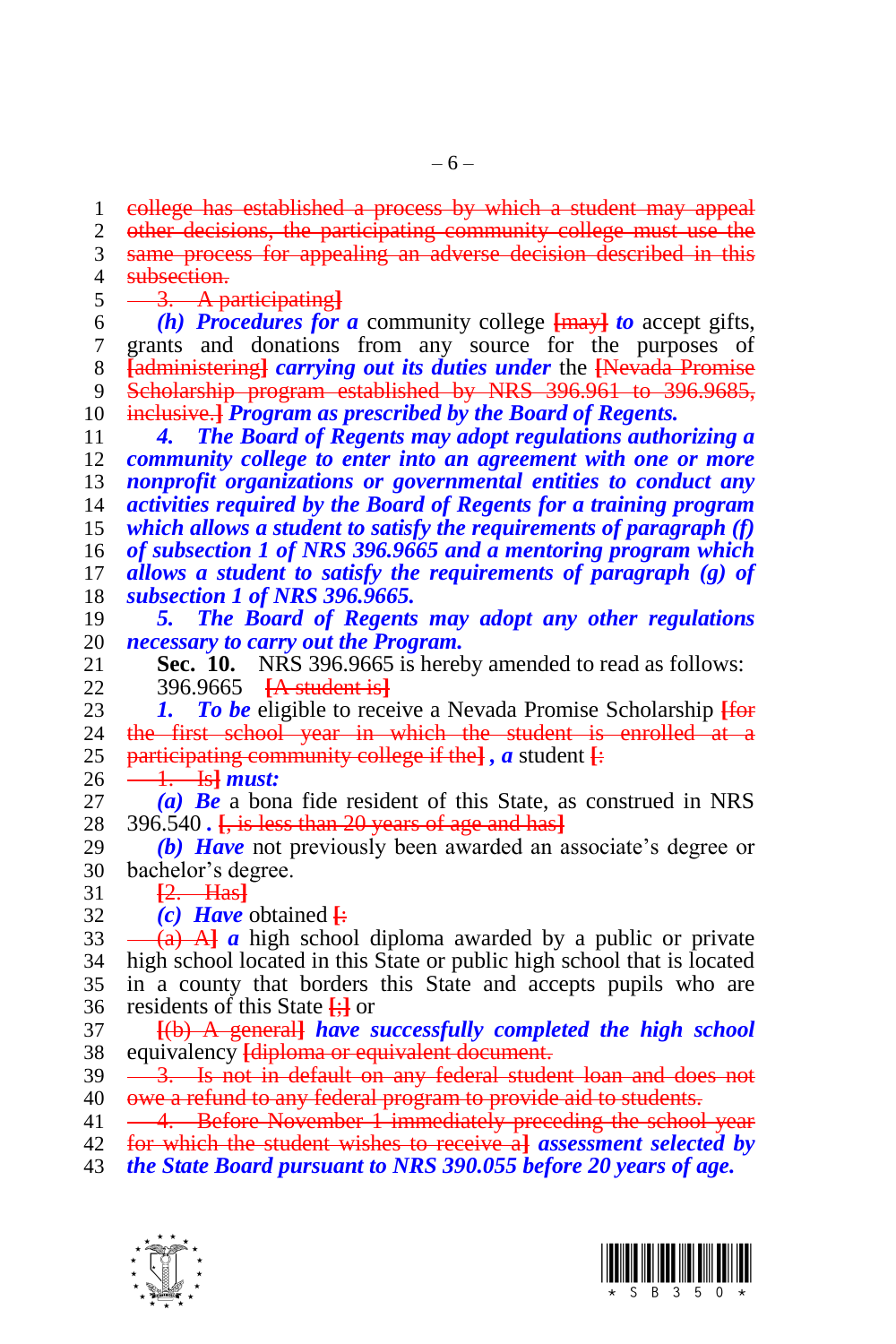~~college has established a process by which a student may appeal other decisions, the participating community college must use the same process for appealing an adverse decision described in this subsection.~~

~~3. A participating]~~

***(h) Procedures for a*** community college **[**~~may~~**]** ***to*** accept gifts, grants and donations from any source for the purposes of **[**~~administering~~**]** ***carrying out its duties under*** the **[**~~Nevada Promise Scholarship program established by NRS 396.961 to 396.9685, inclusive.~~**]** ***Program as prescribed by the Board of Regents.***

***4. The Board of Regents may adopt regulations authorizing a community college to enter into an agreement with one or more nonprofit organizations or governmental entities to conduct any activities required by the Board of Regents for a training program which allows a student to satisfy the requirements of paragraph (f) of subsection 1 of NRS 396.9665 and a mentoring program which allows a student to satisfy the requirements of paragraph (g) of subsection 1 of NRS 396.9665.***

***5. The Board of Regents may adopt any other regulations necessary to carry out the Program.***

**Sec. 10.** NRS 396.9665 is hereby amended to read as follows:

396.9665 **[**~~A student is~~**]**

***1. To be*** eligible to receive a Nevada Promise Scholarship **[**~~for the first school year in which the student is enrolled at a participating community college if the~~**]** ***, a*** student **[**~~:~~

~~1. Is~~**]** ***must:***

***(a) Be*** a bona fide resident of this State, as construed in NRS 396.540 ***.*** **[**~~, is less than 20 years of age and has~~**]**

***(b) Have*** not previously been awarded an associate's degree or bachelor's degree.

**[**~~2. Has~~**]**

***(c) Have*** obtained **[**~~:~~

~~(a) A~~**]** ***a*** high school diploma awarded by a public or private high school located in this State or public high school that is located in a county that borders this State and accepts pupils who are residents of this State **[**~~;~~**]** or

**[**~~(b) A general~~**]** ***have successfully completed the high school*** equivalency **[**~~diploma or equivalent document.~~

~~3. Is not in default on any federal student loan and does not owe a refund to any federal program to provide aid to students.~~

~~4. Before November 1 immediately preceding the school year for which the student wishes to receive a~~**]** ***assessment selected by the State Board pursuant to NRS 390.055 before 20 years of age.***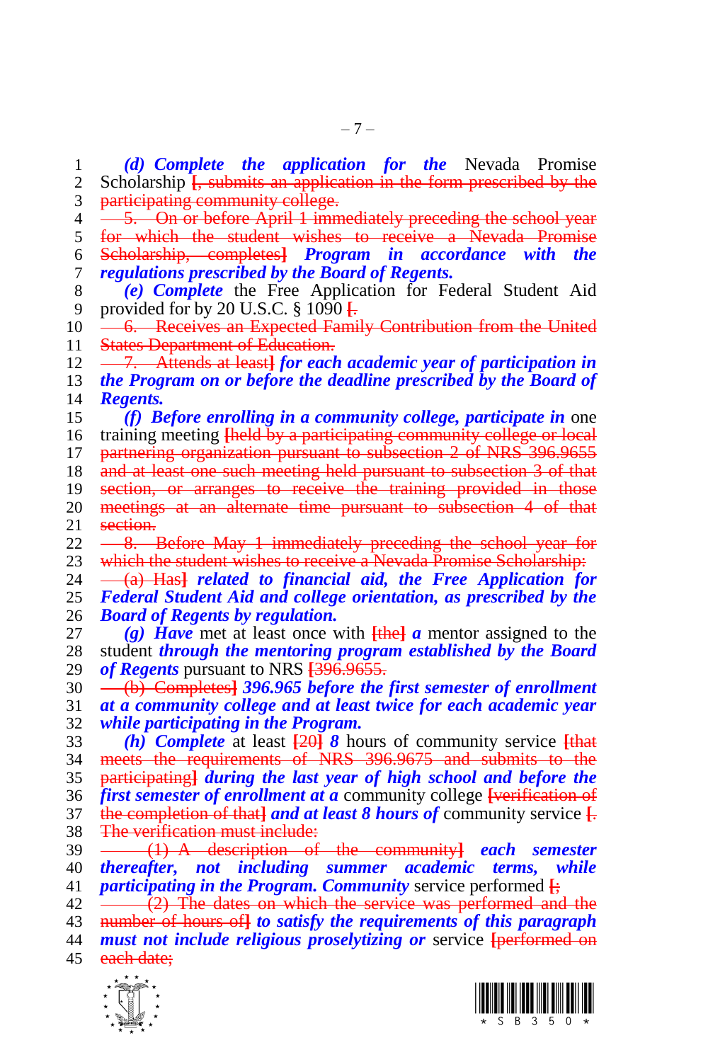*(d) Complete the application for the* Nevada Promise Scholarship ~~[, submits an application in the form prescribed by the participating community college.~~

~~5. On or before April 1 immediately preceding the school year for which the student wishes to receive a Nevada Promise Scholarship, completes]~~ ***Program in accordance with the regulations prescribed by the Board of Regents.***

***(e) Complete*** the Free Application for Federal Student Aid provided for by 20 U.S.C. § 1090 ~~[.~~

~~6. Receives an Expected Family Contribution from the United States Department of Education.~~

~~7. Attends at least]~~ ***for each academic year of participation in the Program on or before the deadline prescribed by the Board of Regents.***

***(f) Before enrolling in a community college, participate in*** one training meeting ~~[held by a participating community college or local partnering organization pursuant to subsection 2 of NRS 396.9655 and at least one such meeting held pursuant to subsection 3 of that section, or arranges to receive the training provided in those meetings at an alternate time pursuant to subsection 4 of that section.~~

~~8. Before May 1 immediately preceding the school year for which the student wishes to receive a Nevada Promise Scholarship:~~

~~(a) Has]~~ ***related to financial aid, the Free Application for Federal Student Aid and college orientation, as prescribed by the Board of Regents by regulation.***

***(g) Have*** met at least once with ~~[the]~~ ***a*** mentor assigned to the student ***through the mentoring program established by the Board of Regents*** pursuant to NRS ~~[396.9655.~~

~~(b) Completes]~~ ***396.965 before the first semester of enrollment at a community college and at least twice for each academic year while participating in the Program.***

***(h) Complete*** at least ~~[20]~~ ***8*** hours of community service ~~[that meets the requirements of NRS 396.9675 and submits to the participating]~~ ***during the last year of high school and before the first semester of enrollment at a*** community college ~~[verification of the completion of that]~~ ***and at least 8 hours of*** community service ~~[. The verification must include:~~

~~(1) A description of the community]~~ ***each semester thereafter, not including summer academic terms, while participating in the Program. Community*** service performed ~~[;~~

~~(2) The dates on which the service was performed and the number of hours of]~~ ***to satisfy the requirements of this paragraph must not include religious proselytizing or*** service ~~[performed on each date;~~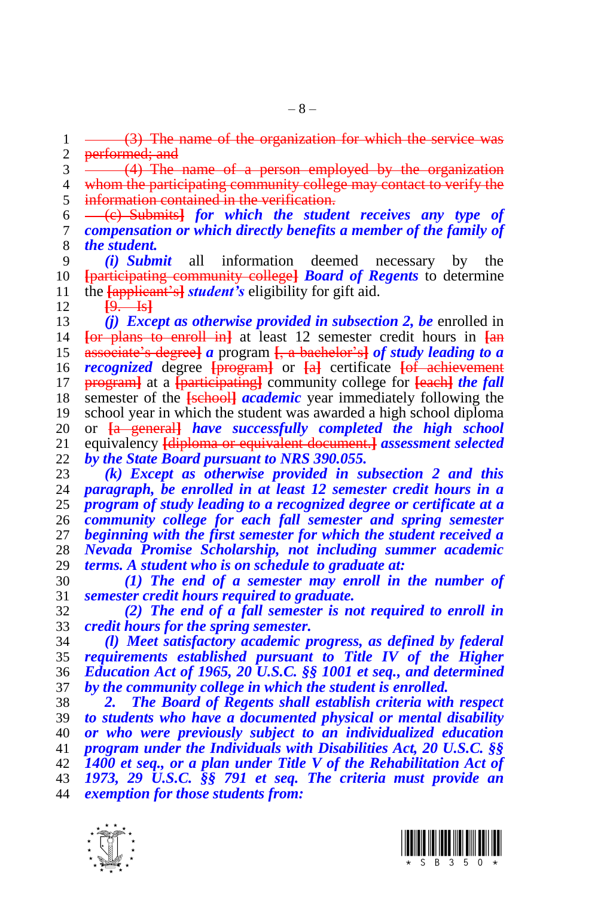~~(3) The name of the organization for which the service was performed; and~~

~~(4) The name of a person employed by the organization whom the participating community college may contact to verify the information contained in the verification.~~

~~[(c) Submits]~~ ***for which the student receives any type of compensation or which directly benefits a member of the family of the student.***

***(i) Submit*** all information deemed necessary by the ~~[participating community college]~~ ***Board of Regents*** to determine the ~~[applicant's]~~ ***student's*** eligibility for gift aid.

~~[9. Is]~~

***(j) Except as otherwise provided in subsection 2, be*** enrolled in ~~[or plans to enroll in]~~ at least 12 semester credit hours in ~~[an associate's degree]~~ ***a*** program ~~[, a bachelor's]~~ ***of study leading to a recognized*** degree ~~[program]~~ or ~~[a]~~ certificate ~~[of achievement program]~~ at a ~~[participating]~~ community college for ~~[each]~~ ***the fall*** semester of the ~~[school]~~ ***academic*** year immediately following the school year in which the student was awarded a high school diploma or ~~[a general]~~ ***have successfully completed the high school*** equivalency ~~[diploma or equivalent document.]~~ ***assessment selected by the State Board pursuant to NRS 390.055.***

***(k) Except as otherwise provided in subsection 2 and this paragraph, be enrolled in at least 12 semester credit hours in a program of study leading to a recognized degree or certificate at a community college for each fall semester and spring semester beginning with the first semester for which the student received a Nevada Promise Scholarship, not including summer academic terms. A student who is on schedule to graduate at:***

***(1) The end of a semester may enroll in the number of semester credit hours required to graduate.***

***(2) The end of a fall semester is not required to enroll in credit hours for the spring semester.***

***(l) Meet satisfactory academic progress, as defined by federal requirements established pursuant to Title IV of the Higher Education Act of 1965, 20 U.S.C. §§ 1001 et seq., and determined by the community college in which the student is enrolled.***

***2. The Board of Regents shall establish criteria with respect to students who have a documented physical or mental disability or who were previously subject to an individualized education program under the Individuals with Disabilities Act, 20 U.S.C. §§ 1400 et seq., or a plan under Title V of the Rehabilitation Act of 1973, 29 U.S.C. §§ 791 et seq. The criteria must provide an exemption for those students from:***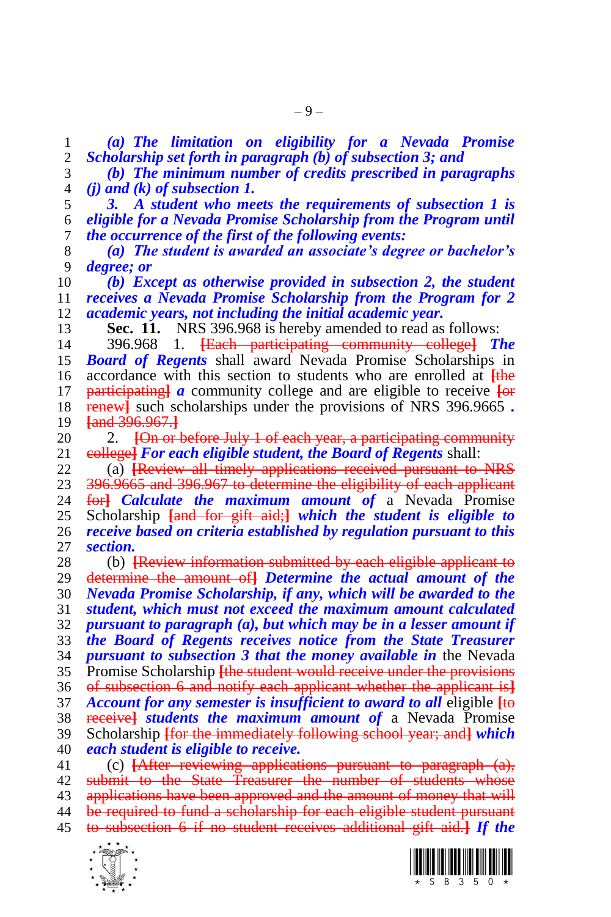*(a) The limitation on eligibility for a Nevada Promise Scholarship set forth in paragraph (b) of subsection 3; and*

*(b) The minimum number of credits prescribed in paragraphs (j) and (k) of subsection 1.*

*3. A student who meets the requirements of subsection 1 is eligible for a Nevada Promise Scholarship from the Program until the occurrence of the first of the following events:*

*(a) The student is awarded an associate's degree or bachelor's degree; or*

*(b) Except as otherwise provided in subsection 2, the student receives a Nevada Promise Scholarship from the Program for 2 academic years, not including the initial academic year.*

**Sec. 11.** NRS 396.968 is hereby amended to read as follows:

396.968 1. ~~[Each participating community college]~~ ***The Board of Regents*** shall award Nevada Promise Scholarships in accordance with this section to students who are enrolled at ~~[the participating]~~ ***a*** community college and are eligible to receive ~~[or renew]~~ such scholarships under the provisions of NRS 396.9665 ***.*** ~~[and 396.967.]~~

2. ~~[On or before July 1 of each year, a participating community college]~~ ***For each eligible student, the Board of Regents*** shall:

(a) ~~[Review all timely applications received pursuant to NRS 396.9665 and 396.967 to determine the eligibility of each applicant for]~~ ***Calculate the maximum amount of*** a Nevada Promise Scholarship ~~[and for gift aid;]~~ ***which the student is eligible to receive based on criteria established by regulation pursuant to this section.***

(b) ~~[Review information submitted by each eligible applicant to determine the amount of]~~ ***Determine the actual amount of the Nevada Promise Scholarship, if any, which will be awarded to the student, which must not exceed the maximum amount calculated pursuant to paragraph (a), but which may be in a lesser amount if the Board of Regents receives notice from the State Treasurer pursuant to subsection 3 that the money available in*** the Nevada Promise Scholarship ~~[the student would receive under the provisions of subsection 6 and notify each applicant whether the applicant is]~~ ***Account for any semester is insufficient to award to all*** eligible ~~[to receive]~~ ***students the maximum amount of*** a Nevada Promise Scholarship ~~[for the immediately following school year; and]~~ ***which each student is eligible to receive.***

(c) ~~[After reviewing applications pursuant to paragraph (a), submit to the State Treasurer the number of students whose applications have been approved and the amount of money that will be required to fund a scholarship for each eligible student pursuant to subsection 6 if no student receives additional gift aid.]~~ ***If the***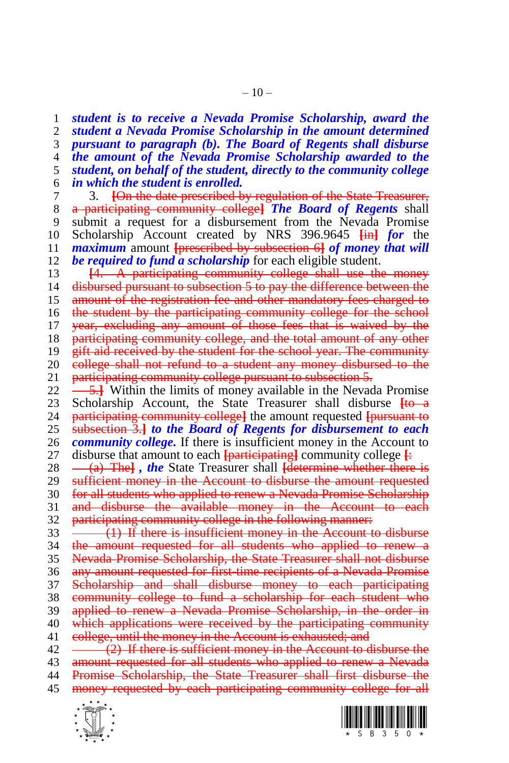***student is to receive a Nevada Promise Scholarship, award the student a Nevada Promise Scholarship in the amount determined pursuant to paragraph (b). The Board of Regents shall disburse the amount of the Nevada Promise Scholarship awarded to the student, on behalf of the student, directly to the community college in which the student is enrolled.***

3. ~~[On the date prescribed by regulation of the State Treasurer, a participating community college]~~ ***The Board of Regents*** shall submit a request for a disbursement from the Nevada Promise Scholarship Account created by NRS 396.9645 ~~[in]~~ ***for*** the ***maximum*** amount ~~[prescribed by subsection 6]~~ ***of money that will be required to fund a scholarship*** for each eligible student.

~~[4. A participating community college shall use the money disbursed pursuant to subsection 5 to pay the difference between the amount of the registration fee and other mandatory fees charged to the student by the participating community college for the school year, excluding any amount of those fees that is waived by the participating community college, and the total amount of any other gift aid received by the student for the school year. The community college shall not refund to a student any money disbursed to the participating community college pursuant to subsection 5.~~

~~5.]~~ Within the limits of money available in the Nevada Promise Scholarship Account, the State Treasurer shall disburse ~~[to a participating community college]~~ the amount requested ~~[pursuant to subsection 3.]~~ ***to the Board of Regents for disbursement to each community college.*** If there is insufficient money in the Account to disburse that amount to each ~~[participating]~~ community college ~~[:~~

~~(a) The]~~ ***, the*** State Treasurer shall ~~[determine whether there is sufficient money in the Account to disburse the amount requested for all students who applied to renew a Nevada Promise Scholarship and disburse the available money in the Account to each participating community college in the following manner:~~

~~(1) If there is insufficient money in the Account to disburse the amount requested for all students who applied to renew a Nevada Promise Scholarship, the State Treasurer shall not disburse any amount requested for first-time recipients of a Nevada Promise Scholarship and shall disburse money to each participating community college to fund a scholarship for each student who applied to renew a Nevada Promise Scholarship, in the order in which applications were received by the participating community college, until the money in the Account is exhausted; and~~

~~(2) If there is sufficient money in the Account to disburse the amount requested for all students who applied to renew a Nevada Promise Scholarship, the State Treasurer shall first disburse the money requested by each participating community college for all~~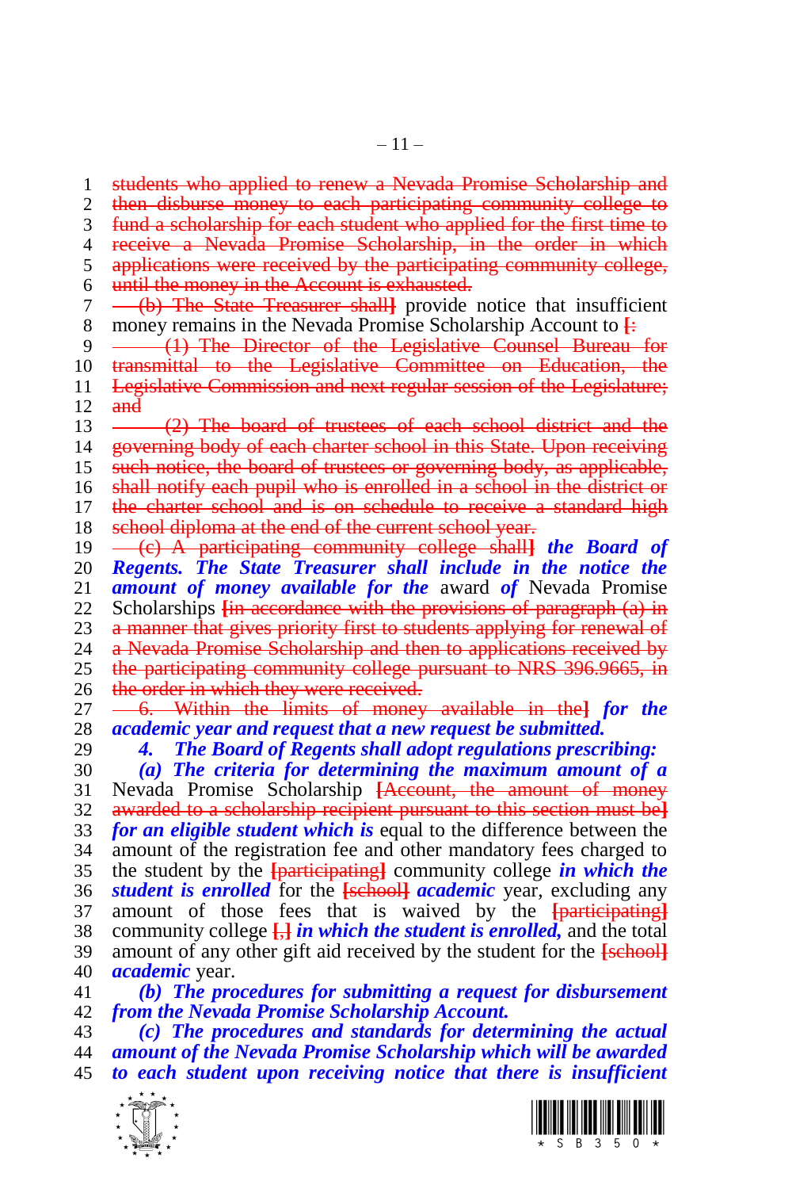~~students who applied to renew a Nevada Promise Scholarship and then disburse money to each participating community college to fund a scholarship for each student who applied for the first time to receive a Nevada Promise Scholarship, in the order in which applications were received by the participating community college, until the money in the Account is exhausted.~~

~~(b) The State Treasurer shall]~~ provide notice that insufficient money remains in the Nevada Promise Scholarship Account to ~~[:~~

~~(1) The Director of the Legislative Counsel Bureau for transmittal to the Legislative Committee on Education, the Legislative Commission and next regular session of the Legislature; and~~

~~(2) The board of trustees of each school district and the governing body of each charter school in this State. Upon receiving such notice, the board of trustees or governing body, as applicable, shall notify each pupil who is enrolled in a school in the district or the charter school and is on schedule to receive a standard high school diploma at the end of the current school year.~~

~~(c) A participating community college shall]~~ ***the Board of Regents. The State Treasurer shall include in the notice the amount of money available for the*** award ***of*** Nevada Promise Scholarships ~~[in accordance with the provisions of paragraph (a) in a manner that gives priority first to students applying for renewal of a Nevada Promise Scholarship and then to applications received by the participating community college pursuant to NRS 396.9665, in the order in which they were received.~~

~~6. Within the limits of money available in the]~~ ***for the academic year and request that a new request be submitted.***

***4. The Board of Regents shall adopt regulations prescribing:***

***(a) The criteria for determining the maximum amount of a*** Nevada Promise Scholarship ~~[Account, the amount of money awarded to a scholarship recipient pursuant to this section must be]~~ ***for an eligible student which is*** equal to the difference between the amount of the registration fee and other mandatory fees charged to the student by the ~~[participating]~~ community college ***in which the student is enrolled*** for the ~~[school]~~ ***academic*** year, excluding any amount of those fees that is waived by the ~~[participating]~~ community college ~~[,]~~ ***in which the student is enrolled,*** and the total amount of any other gift aid received by the student for the ~~[school]~~ ***academic*** year.

***(b) The procedures for submitting a request for disbursement from the Nevada Promise Scholarship Account.***

***(c) The procedures and standards for determining the actual amount of the Nevada Promise Scholarship which will be awarded to each student upon receiving notice that there is insufficient***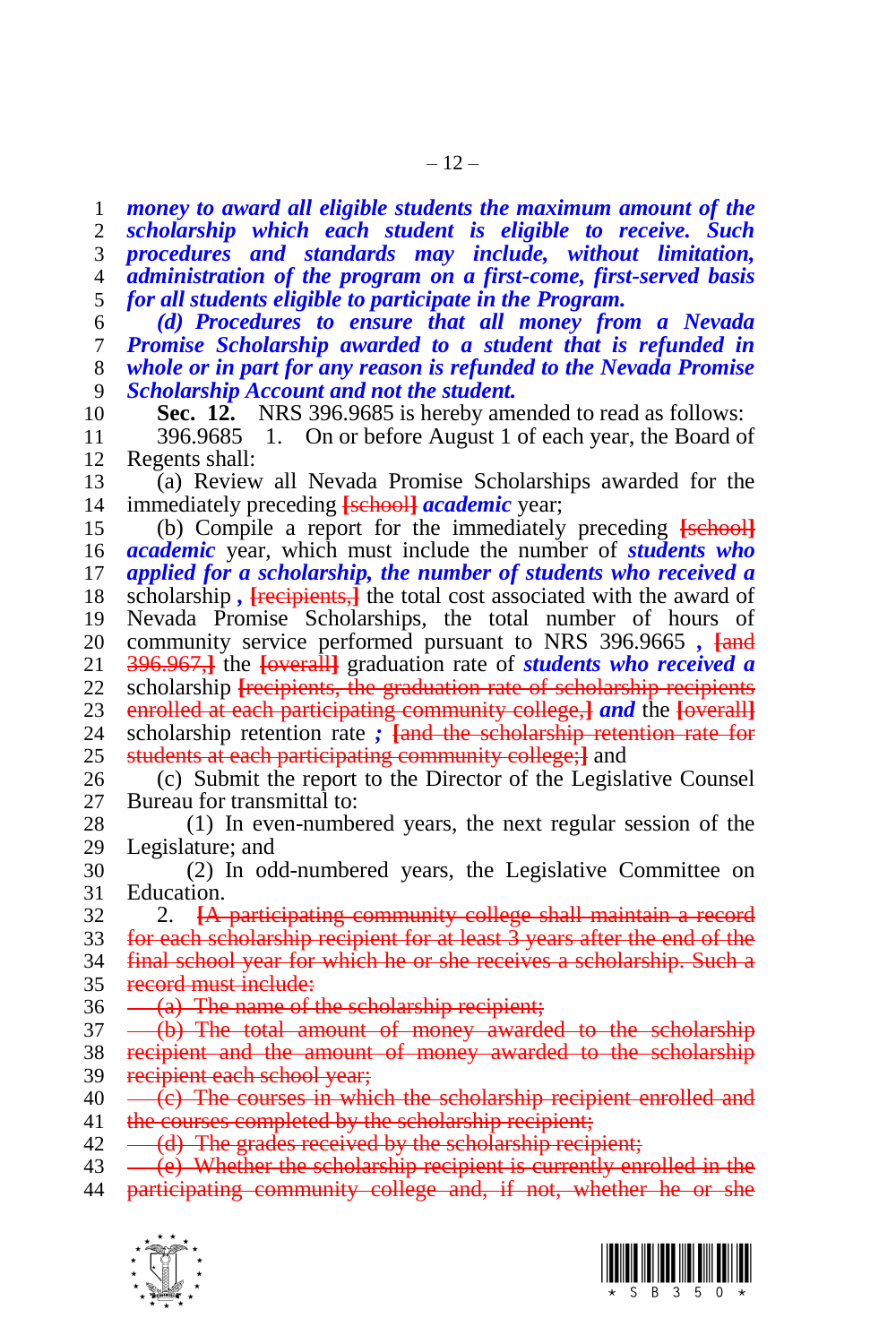***money to award all eligible students the maximum amount of the scholarship which each student is eligible to receive. Such procedures and standards may include, without limitation, administration of the program on a first-come, first-served basis for all students eligible to participate in the Program.***

***(d) Procedures to ensure that all money from a Nevada Promise Scholarship awarded to a student that is refunded in whole or in part for any reason is refunded to the Nevada Promise Scholarship Account and not the student.***

**Sec. 12.** NRS 396.9685 is hereby amended to read as follows:

396.9685 1. On or before August 1 of each year, the Board of Regents shall:

(a) Review all Nevada Promise Scholarships awarded for the immediately preceding ~~[school]~~ ***academic*** year;

(b) Compile a report for the immediately preceding ~~[school]~~ ***academic*** year, which must include the number of ***students who applied for a scholarship, the number of students who received a*** scholarship ***,*** ~~[recipients,]~~ the total cost associated with the award of Nevada Promise Scholarships, the total number of hours of community service performed pursuant to NRS 396.9665 ***,*** ~~[and 396.967,]~~ the ~~[overall]~~ graduation rate of ***students who received a*** scholarship ~~[recipients, the graduation rate of scholarship recipients enrolled at each participating community college,]~~ ***and*** the ~~[overall]~~ scholarship retention rate ***;*** ~~[and the scholarship retention rate for students at each participating community college;]~~ and

(c) Submit the report to the Director of the Legislative Counsel Bureau for transmittal to:

(1) In even-numbered years, the next regular session of the Legislature; and

(2) In odd-numbered years, the Legislative Committee on Education.

2. ~~[A participating community college shall maintain a record for each scholarship recipient for at least 3 years after the end of the final school year for which he or she receives a scholarship. Such a record must include:~~

~~(a) The name of the scholarship recipient;~~

~~(b) The total amount of money awarded to the scholarship recipient and the amount of money awarded to the scholarship recipient each school year;~~

~~(c) The courses in which the scholarship recipient enrolled and the courses completed by the scholarship recipient;~~

~~(d) The grades received by the scholarship recipient;~~

~~(e) Whether the scholarship recipient is currently enrolled in the participating community college and, if not, whether he or she~~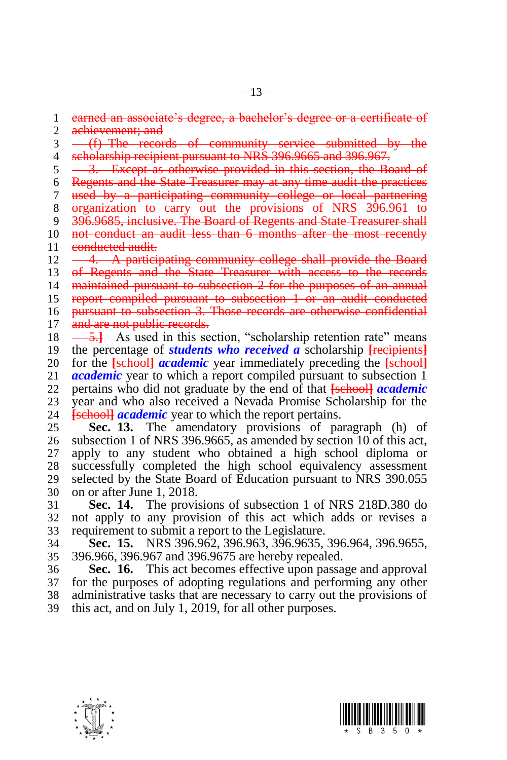~~earned an associate's degree, a bachelor's degree or a certificate of achievement; and~~

~~(f) The records of community service submitted by the scholarship recipient pursuant to NRS 396.9665 and 396.967.~~

~~3. Except as otherwise provided in this section, the Board of Regents and the State Treasurer may at any time audit the practices used by a participating community college or local partnering organization to carry out the provisions of NRS 396.961 to 396.9685, inclusive. The Board of Regents and State Treasurer shall not conduct an audit less than 6 months after the most recently conducted audit.~~

~~4. A participating community college shall provide the Board of Regents and the State Treasurer with access to the records maintained pursuant to subsection 2 for the purposes of an annual report compiled pursuant to subsection 1 or an audit conducted pursuant to subsection 3. Those records are otherwise confidential and are not public records.~~

~~5.~~] As used in this section, "scholarship retention rate" means the percentage of ***students who received a*** scholarship [~~recipients~~] for the [~~school~~] ***academic*** year immediately preceding the [~~school~~] ***academic*** year to which a report compiled pursuant to subsection 1 pertains who did not graduate by the end of that [~~school~~] ***academic*** year and who also received a Nevada Promise Scholarship for the [~~school~~] ***academic*** year to which the report pertains.

**Sec. 13.** The amendatory provisions of paragraph (h) of subsection 1 of NRS 396.9665, as amended by section 10 of this act, apply to any student who obtained a high school diploma or successfully completed the high school equivalency assessment selected by the State Board of Education pursuant to NRS 390.055 on or after June 1, 2018.

**Sec. 14.** The provisions of subsection 1 of NRS 218D.380 do not apply to any provision of this act which adds or revises a requirement to submit a report to the Legislature.

**Sec. 15.** NRS 396.962, 396.963, 396.9635, 396.964, 396.9655, 396.966, 396.967 and 396.9675 are hereby repealed.

**Sec. 16.** This act becomes effective upon passage and approval for the purposes of adopting regulations and performing any other administrative tasks that are necessary to carry out the provisions of this act, and on July 1, 2019, for all other purposes.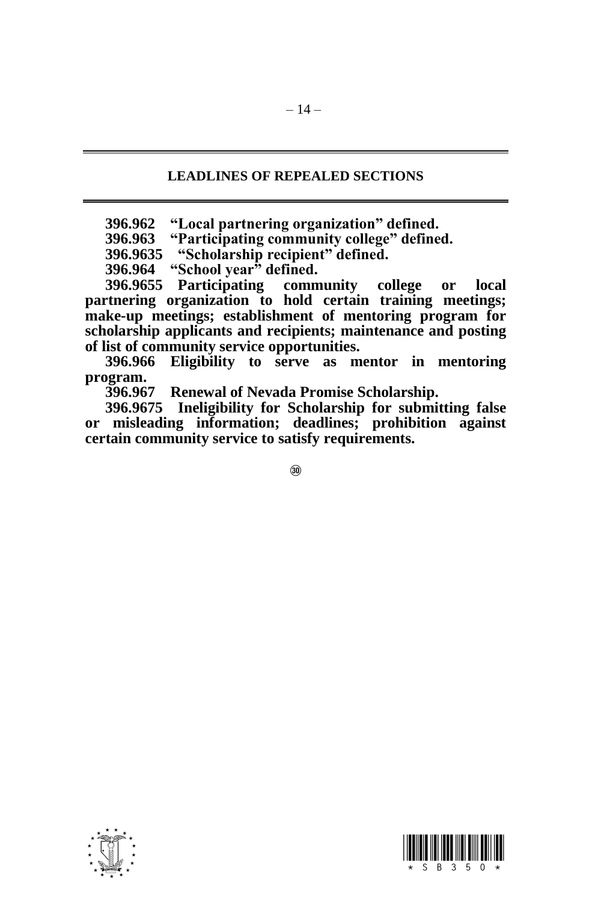## LEADLINES OF REPEALED SECTIONS

**396.962 "Local partnering organization" defined.**

**396.963 "Participating community college" defined.**

**396.9635 "Scholarship recipient" defined.**

**396.964 "School year" defined.**

**396.9655 Participating community college or local partnering organization to hold certain training meetings; make-up meetings; establishment of mentoring program for scholarship applicants and recipients; maintenance and posting of list of community service opportunities.**

**396.966 Eligibility to serve as mentor in mentoring program.**

**396.967 Renewal of Nevada Promise Scholarship.**

**396.9675 Ineligibility for Scholarship for submitting false or misleading information; deadlines; prohibition against certain community service to satisfy requirements.**